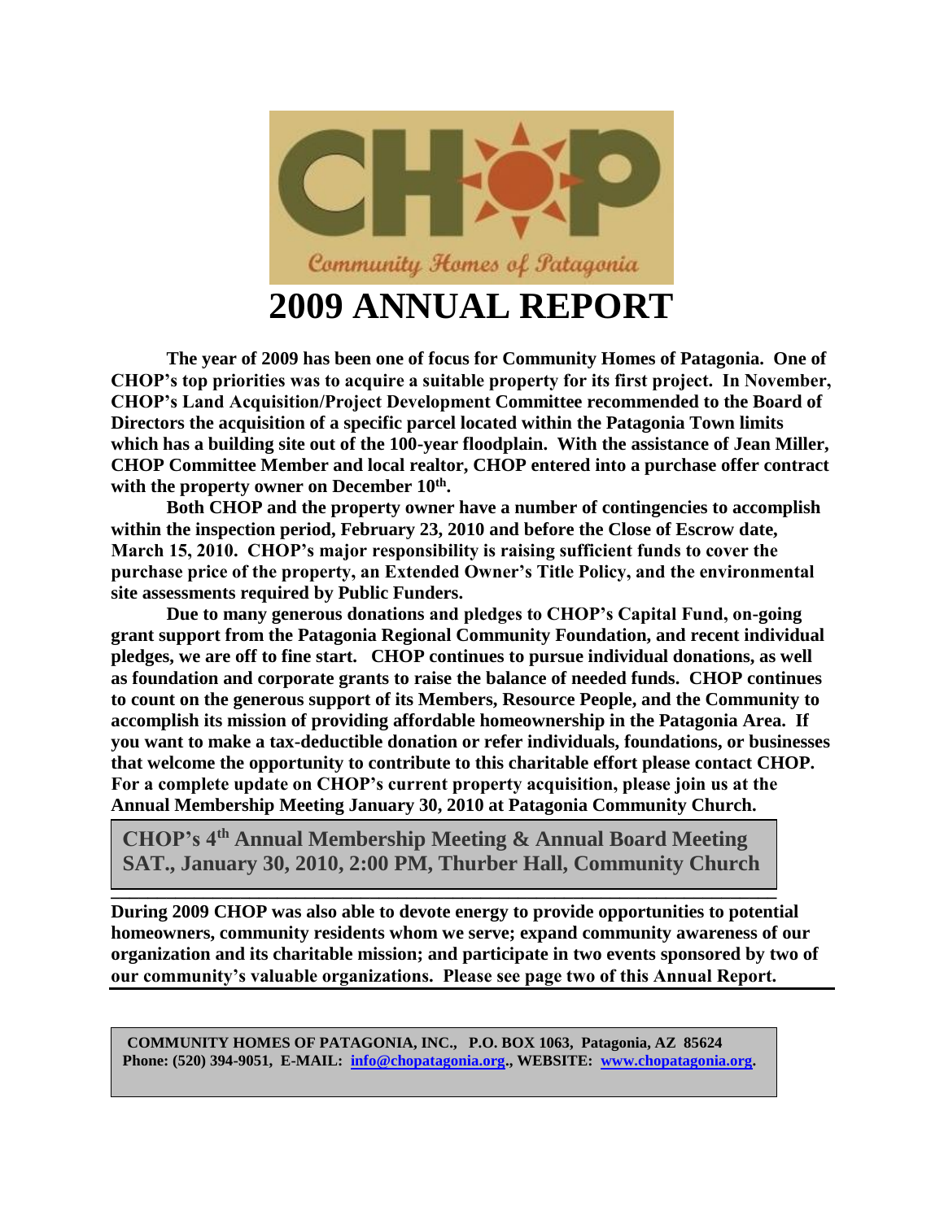CHOP

Community Homes of Patagonia

# 2009 ANNUAL REPORT

**The year of 2009 has been one of focus for Community Homes of Patagonia. One of CHOP's top priorities was to acquire a suitable property for its first project. In November, CHOP's Land Acquisition/Project Development Committee recommended to the Board of Directors the acquisition of a specific parcel located within the Patagonia Town limits which has a building site out of the 100-year floodplain. With the assistance of Jean Miller, CHOP Committee Member and local realtor, CHOP entered into a purchase offer contract with the property owner on December 10th.**

**Both CHOP and the property owner have a number of contingencies to accomplish within the inspection period, February 23, 2010 and before the Close of Escrow date, March 15, 2010. CHOP's major responsibility is raising sufficient funds to cover the purchase price of the property, an Extended Owner's Title Policy, and the environmental site assessments required by Public Funders.**

**Due to many generous donations and pledges to CHOP's Capital Fund, on-going grant support from the Patagonia Regional Community Foundation, and recent individual pledges, we are off to fine start. CHOP continues to pursue individual donations, as well as foundation and corporate grants to raise the balance of needed funds. CHOP continues to count on the generous support of its Members, Resource People, and the Community to accomplish its mission of providing affordable homeownership in the Patagonia Area. If you want to make a tax-deductible donation or refer individuals, foundations, or businesses that welcome the opportunity to contribute to this charitable effort please contact CHOP. For a complete update on CHOP's current property acquisition, please join us at the Annual Membership Meeting January 30, 2010 at Patagonia Community Church.**

**CHOP's 4th Annual Membership Meeting & Annual Board Meeting**
**SAT., January 30, 2010, 2:00 PM, Thurber Hall, Community Church**

**During 2009 CHOP was also able to devote energy to provide opportunities to potential homeowners, community residents whom we serve; expand community awareness of our organization and its charitable mission; and participate in two events sponsored by two of our community's valuable organizations. Please see page two of this Annual Report.**

**COMMUNITY HOMES OF PATAGONIA, INC., P.O. BOX 1063, Patagonia, AZ 85624**
**Phone: (520) 394-9051, E-MAIL: info@chopatagonia.org., WEBSITE: www.chopatagonia.org.**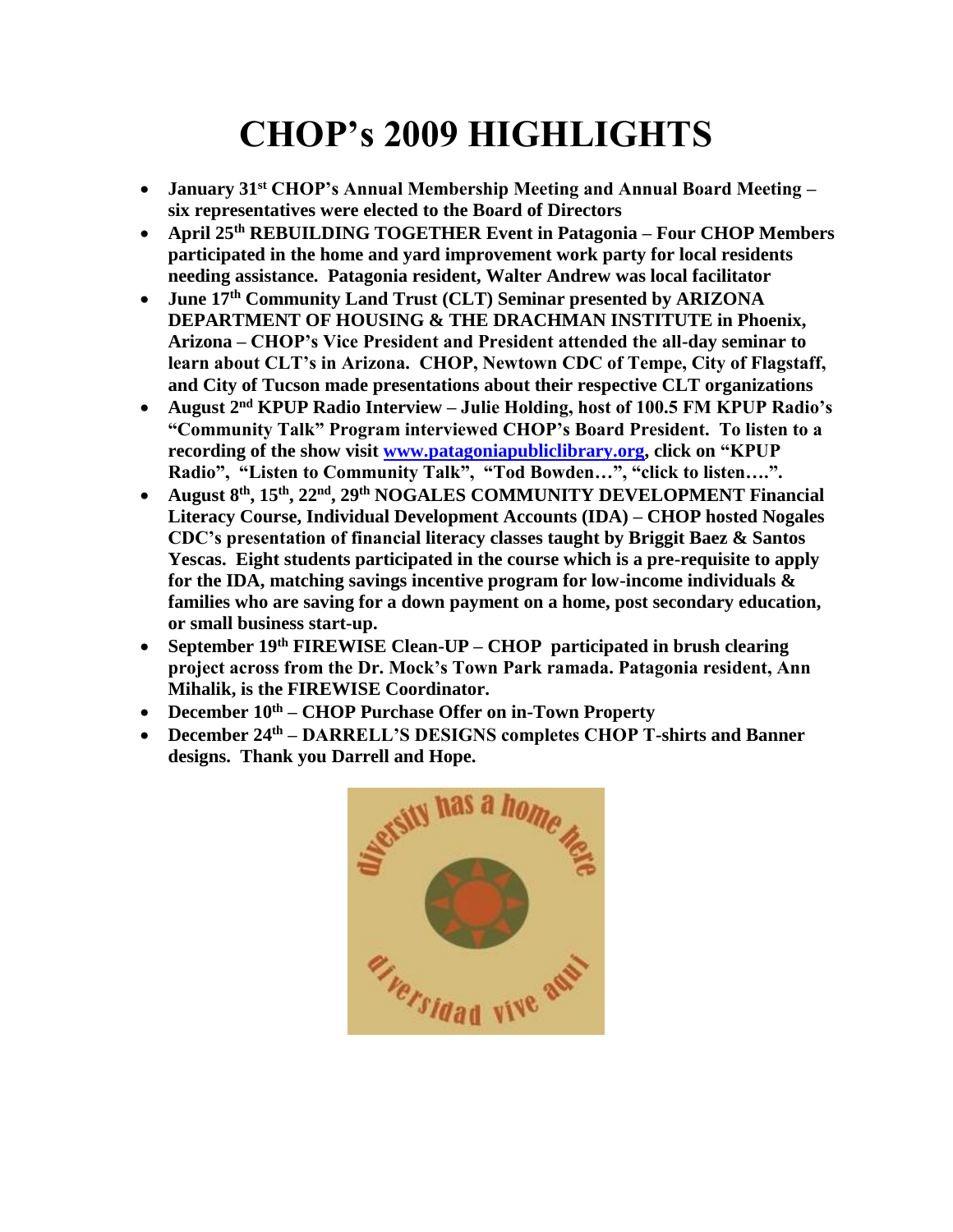# CHOP's 2009 HIGHLIGHTS

- **January 31st CHOP's Annual Membership Meeting and Annual Board Meeting – six representatives were elected to the Board of Directors**
- **April 25th REBUILDING TOGETHER Event in Patagonia – Four CHOP Members participated in the home and yard improvement work party for local residents needing assistance. Patagonia resident, Walter Andrew was local facilitator**
- **June 17th Community Land Trust (CLT) Seminar presented by ARIZONA DEPARTMENT OF HOUSING & THE DRACHMAN INSTITUTE in Phoenix, Arizona – CHOP's Vice President and President attended the all-day seminar to learn about CLT's in Arizona. CHOP, Newtown CDC of Tempe, City of Flagstaff, and City of Tucson made presentations about their respective CLT organizations**
- **August 2nd KPUP Radio Interview – Julie Holding, host of 100.5 FM KPUP Radio's "Community Talk" Program interviewed CHOP's Board President. To listen to a recording of the show visit [www.patagoniapubliclibrary.org](http://www.patagoniapubliclibrary.org), click on "KPUP Radio", "Listen to Community Talk", "Tod Bowden…", "click to listen….".**
- **August 8th, 15th, 22nd, 29th NOGALES COMMUNITY DEVELOPMENT Financial Literacy Course, Individual Development Accounts (IDA) – CHOP hosted Nogales CDC's presentation of financial literacy classes taught by Briggit Baez & Santos Yescas. Eight students participated in the course which is a pre-requisite to apply for the IDA, matching savings incentive program for low-income individuals & families who are saving for a down payment on a home, post secondary education, or small business start-up.**
- **September 19th FIREWISE Clean-UP – CHOP participated in brush clearing project across from the Dr. Mock's Town Park ramada. Patagonia resident, Ann Mihalik, is the FIREWISE Coordinator.**
- **December 10th – CHOP Purchase Offer on in-Town Property**
- **December 24th – DARRELL'S DESIGNS completes CHOP T-shirts and Banner designs. Thank you Darrell and Hope.**

diversity has a home here

diversidad vive aqui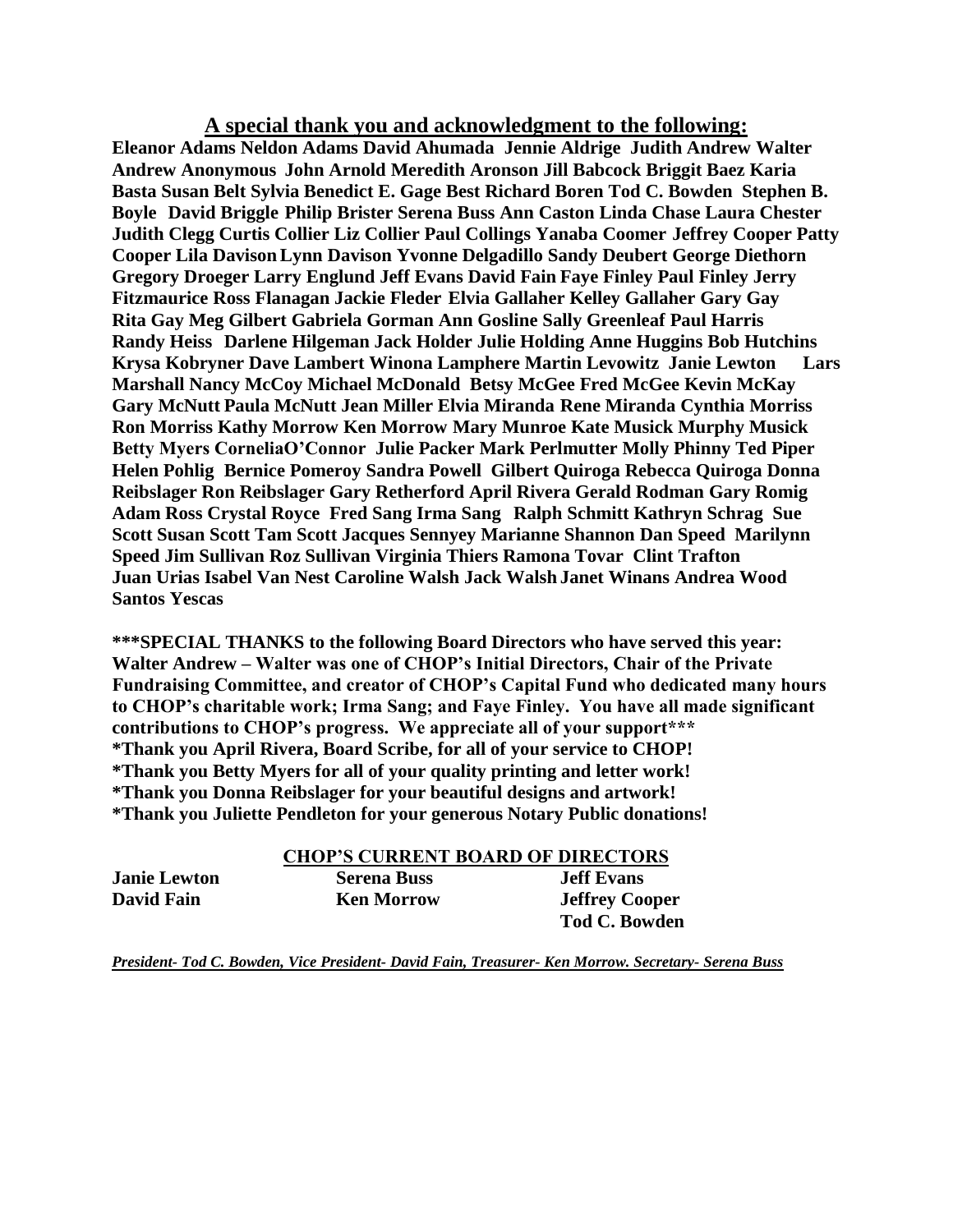## A special thank you and acknowledgment to the following:

**Eleanor Adams Neldon Adams David Ahumada Jennie Aldrige Judith Andrew Walter Andrew Anonymous John Arnold Meredith Aronson Jill Babcock Briggit Baez Karia Basta Susan Belt Sylvia Benedict E. Gage Best Richard Boren Tod C. Bowden Stephen B. Boyle David Briggle Philip Brister Serena Buss Ann Caston Linda Chase Laura Chester Judith Clegg Curtis Collier Liz Collier Paul Collings Yanaba Coomer Jeffrey Cooper Patty Cooper Lila Davison Lynn Davison Yvonne Delgadillo Sandy Deubert George Diethorn Gregory Droeger Larry Englund Jeff Evans David Fain Faye Finley Paul Finley Jerry Fitzmaurice Ross Flanagan Jackie Fleder Elvia Gallaher Kelley Gallaher Gary Gay Rita Gay Meg Gilbert Gabriela Gorman Ann Gosline Sally Greenleaf Paul Harris Randy Heiss Darlene Hilgeman Jack Holder Julie Holding Anne Huggins Bob Hutchins Krysa Kobryner Dave Lambert Winona Lamphere Martin Levowitz Janie Lewton Lars Marshall Nancy McCoy Michael McDonald Betsy McGee Fred McGee Kevin McKay Gary McNutt Paula McNutt Jean Miller Elvia Miranda Rene Miranda Cynthia Morriss Ron Morriss Kathy Morrow Ken Morrow Mary Munroe Kate Musick Murphy Musick Betty Myers CorneliaO'Connor Julie Packer Mark Perlmutter Molly Phinny Ted Piper Helen Pohlig Bernice Pomeroy Sandra Powell Gilbert Quiroga Rebecca Quiroga Donna Reibslager Ron Reibslager Gary Retherford April Rivera Gerald Rodman Gary Romig Adam Ross Crystal Royce Fred Sang Irma Sang Ralph Schmitt Kathryn Schrag Sue Scott Susan Scott Tam Scott Jacques Sennyey Marianne Shannon Dan Speed Marilynn Speed Jim Sullivan Roz Sullivan Virginia Thiers Ramona Tovar Clint Trafton Juan Urias Isabel Van Nest Caroline Walsh Jack Walsh Janet Winans Andrea Wood Santos Yescas**

**\*\*\*SPECIAL THANKS to the following Board Directors who have served this year: Walter Andrew – Walter was one of CHOP's Initial Directors, Chair of the Private Fundraising Committee, and creator of CHOP's Capital Fund who dedicated many hours to CHOP's charitable work; Irma Sang; and Faye Finley. You have all made significant contributions to CHOP's progress. We appreciate all of your support\*\*\***

**\*Thank you April Rivera, Board Scribe, for all of your service to CHOP!**

**\*Thank you Betty Myers for all of your quality printing and letter work!**

**\*Thank you Donna Reibslager for your beautiful designs and artwork!**

**\*Thank you Juliette Pendleton for your generous Notary Public donations!**

### CHOP'S CURRENT BOARD OF DIRECTORS

| | | |
|---|---|---|
| **Janie Lewton** | **Serena Buss** | **Jeff Evans** |
| **David Fain** | **Ken Morrow** | **Jeffrey Cooper** |
| | | **Tod C. Bowden** |

***President- Tod C. Bowden, Vice President- David Fain, Treasurer- Ken Morrow. Secretary- Serena Buss***